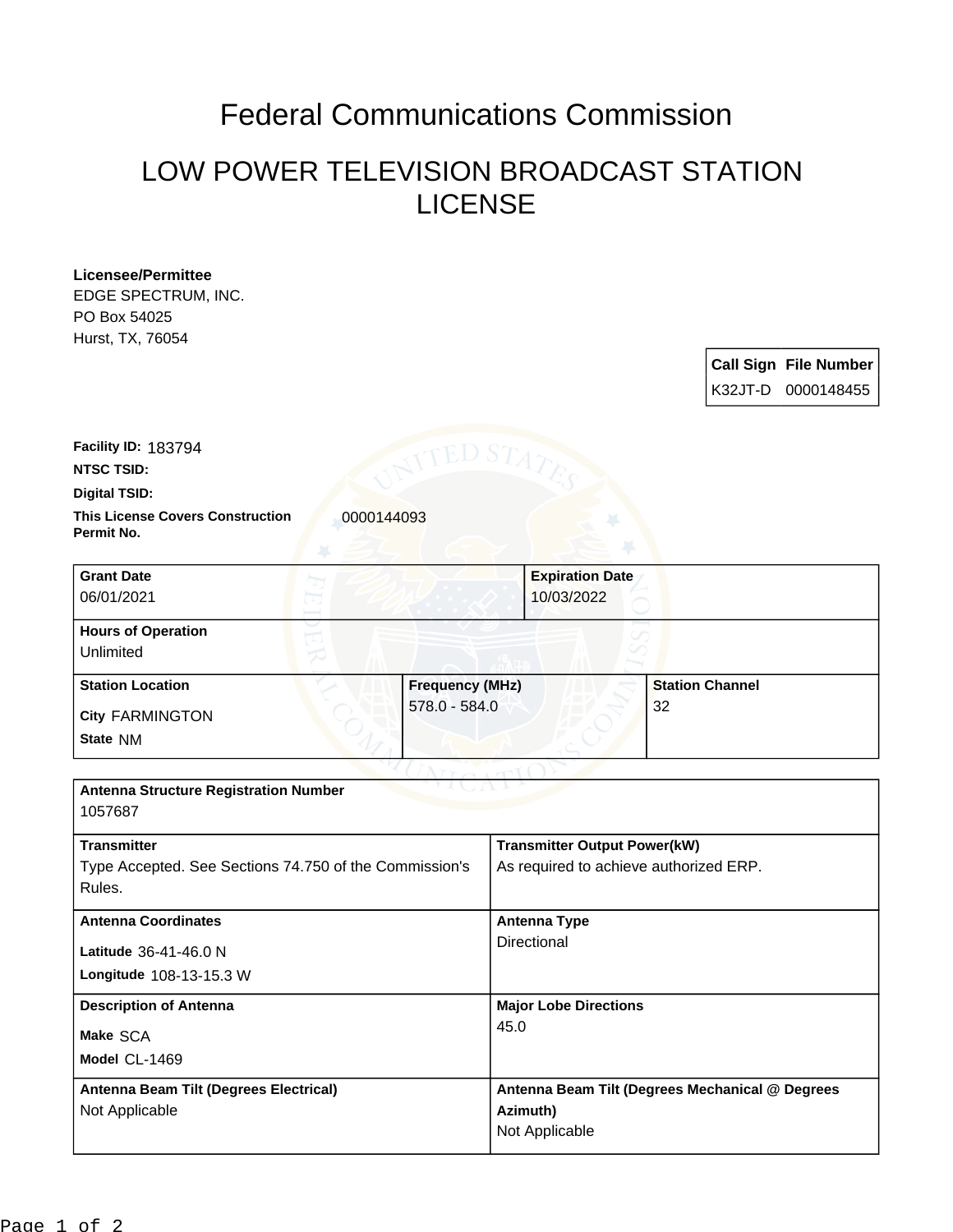# Federal Communications Commission

## LOW POWER TELEVISION BROADCAST STATION LICENSE

**Licensee/Permittee**
EDGE SPECTRUM, INC.
PO Box 54025
Hurst, TX, 76054

| Call Sign | File Number |
| --- | --- |
| K32JT-D | 0000148455 |

**Facility ID:** 183794

**NTSC TSID:**

**Digital TSID:**

**This License Covers Construction Permit No.** 0000144093

| Grant Date | Expiration Date |
| --- | --- |
| 06/01/2021 | 10/03/2022 |

**Hours of Operation**
Unlimited

| Station Location | Frequency (MHz) | Station Channel |
| --- | --- | --- |
| City FARMINGTON<br>State NM | 578.0 - 584.0 | 32 |

**Antenna Structure Registration Number**
1057687

| Transmitter | Transmitter Output Power(kW) |
| --- | --- |
| Type Accepted. See Sections 74.750 of the Commission's Rules. | As required to achieve authorized ERP. |

| Antenna Coordinates | Antenna Type |
| --- | --- |
| Latitude 36-41-46.0 N<br>Longitude 108-13-15.3 W | Directional |

| Description of Antenna | Major Lobe Directions |
| --- | --- |
| Make SCA<br>Model CL-1469 | 45.0 |

| Antenna Beam Tilt (Degrees Electrical) | Antenna Beam Tilt (Degrees Mechanical @ Degrees Azimuth) |
| --- | --- |
| Not Applicable | Not Applicable |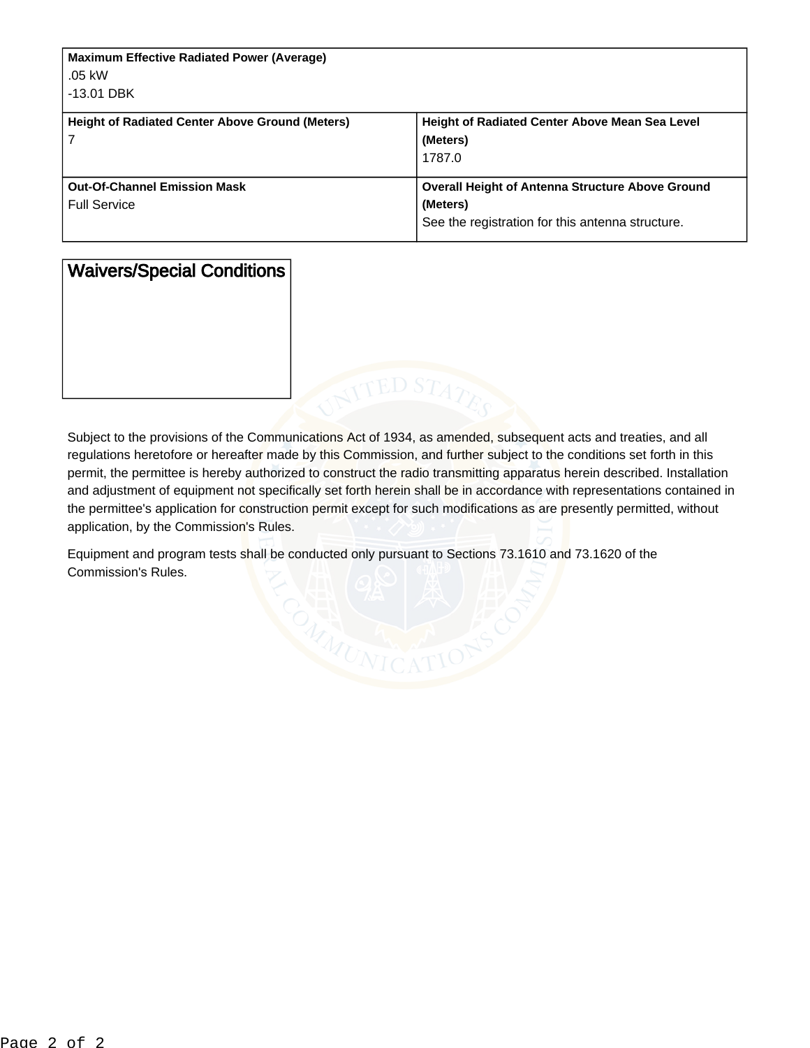| | |
|---|---|
| **Maximum Effective Radiated Power (Average)**<br>.05 kW<br>-13.01 DBK | |
| **Height of Radiated Center Above Ground (Meters)**<br>7 | **Height of Radiated Center Above Mean Sea Level (Meters)**<br>1787.0 |
| **Out-Of-Channel Emission Mask**<br>Full Service | **Overall Height of Antenna Structure Above Ground (Meters)**<br>See the registration for this antenna structure. |

## Waivers/Special Conditions

Subject to the provisions of the Communications Act of 1934, as amended, subsequent acts and treaties, and all regulations heretofore or hereafter made by this Commission, and further subject to the conditions set forth in this permit, the permittee is hereby authorized to construct the radio transmitting apparatus herein described. Installation and adjustment of equipment not specifically set forth herein shall be in accordance with representations contained in the permittee's application for construction permit except for such modifications as are presently permitted, without application, by the Commission's Rules.

Equipment and program tests shall be conducted only pursuant to Sections 73.1610 and 73.1620 of the Commission's Rules.